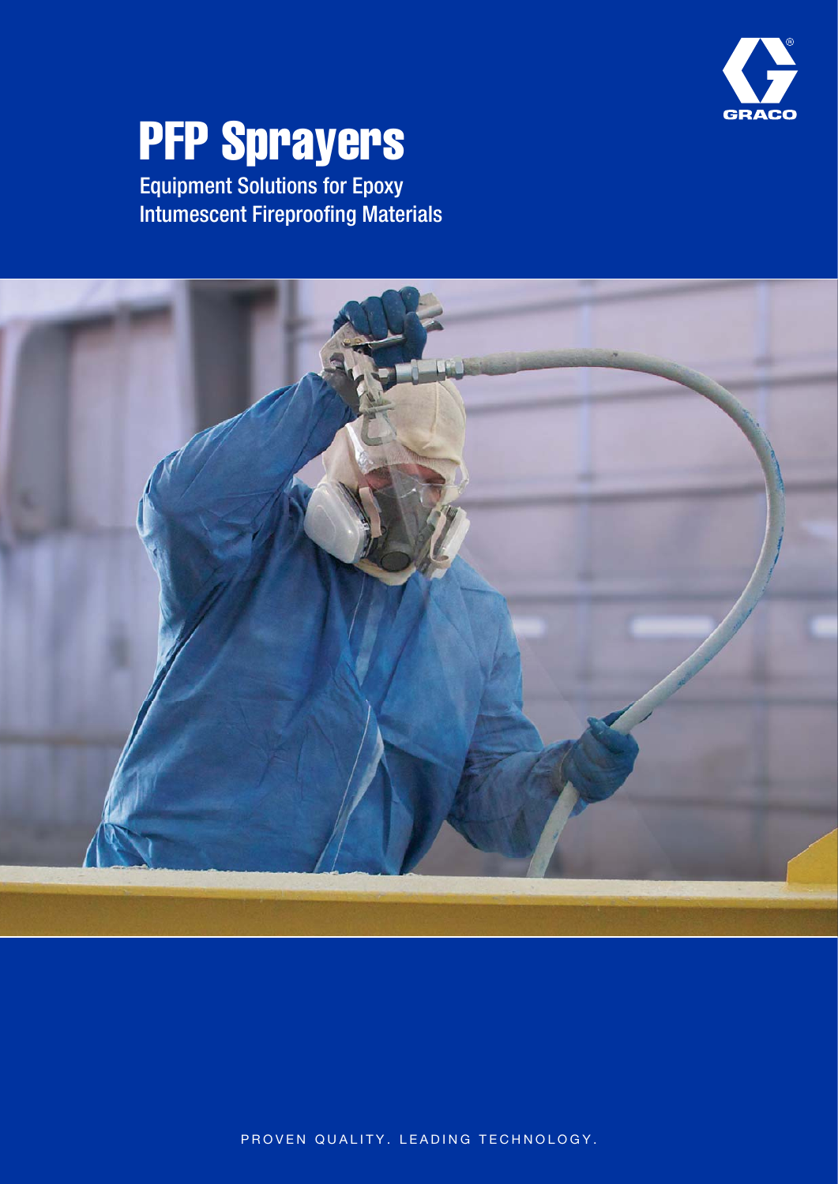# PFP Sprayers

Equipment Solutions for Epoxy Intumescent Fireproofing Materials

PROVEN QUALITY. LEADING TECHNOLOGY.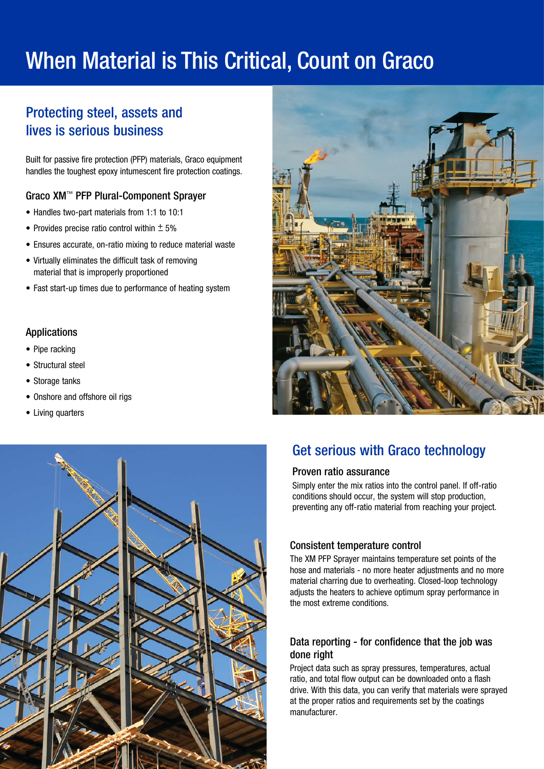# When Material is This Critical, Count on Graco

## Protecting steel, assets and lives is serious business

Built for passive fire protection (PFP) materials, Graco equipment handles the toughest epoxy intumescent fire protection coatings.

### Graco XM™ PFP Plural-Component Sprayer

- Handles two-part materials from 1:1 to 10:1
- Provides precise ratio control within ± 5%
- Ensures accurate, on-ratio mixing to reduce material waste
- Virtually eliminates the difficult task of removing material that is improperly proportioned
- Fast start-up times due to performance of heating system

### Applications

- Pipe racking
- Structural steel
- Storage tanks
- Onshore and offshore oil rigs
- Living quarters

## Get serious with Graco technology

### Proven ratio assurance

Simply enter the mix ratios into the control panel. If off-ratio conditions should occur, the system will stop production, preventing any off-ratio material from reaching your project.

### Consistent temperature control

The XM PFP Sprayer maintains temperature set points of the hose and materials - no more heater adjustments and no more material charring due to overheating. Closed-loop technology adjusts the heaters to achieve optimum spray performance in the most extreme conditions.

### Data reporting - for confidence that the job was done right

Project data such as spray pressures, temperatures, actual ratio, and total flow output can be downloaded onto a flash drive. With this data, you can verify that materials were sprayed at the proper ratios and requirements set by the coatings manufacturer.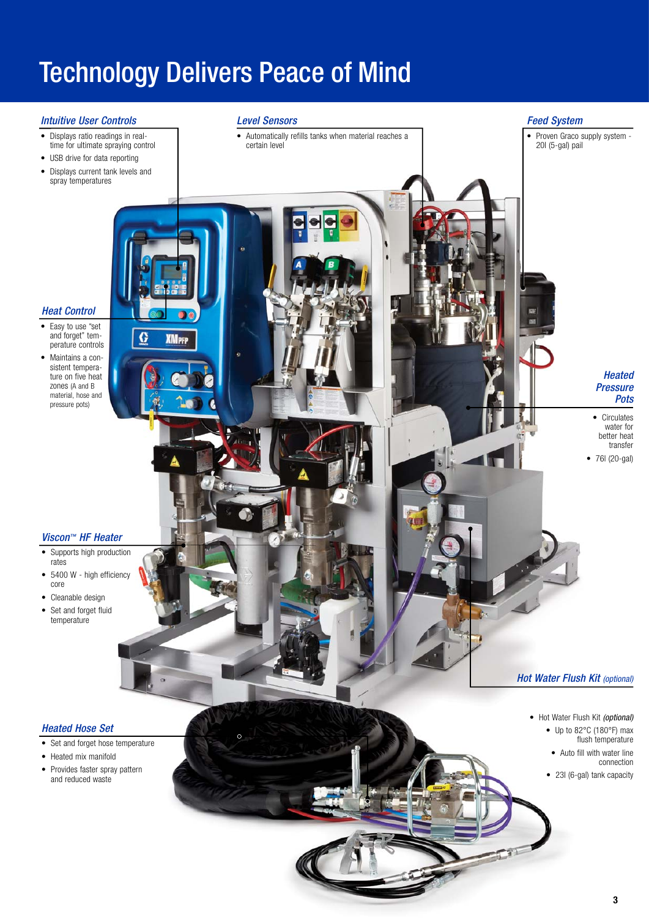# Technology Delivers Peace of Mind

### *Intuitive User Controls*

- Displays ratio readings in real-time for ultimate spraying control
- USB drive for data reporting
- Displays current tank levels and spray temperatures

### *Level Sensors*

- Automatically refills tanks when material reaches a certain level

### *Feed System*

- Proven Graco supply system - 20l (5-gal) pail

### *Heat Control*

- Easy to use "set and forget" temperature controls
- Maintains a consistent temperature on five heat zones (A and B material, hose and pressure pots)

### *Heated Pressure Pots*

- Circulates water for better heat transfer
- 76l (20-gal)

### *Viscon™ HF Heater*

- Supports high production rates
- 5400 W - high efficiency core
- Cleanable design
- Set and forget fluid temperature

### *Hot Water Flush Kit (optional)*

- Hot Water Flush Kit *(optional)*
  - Up to 82°C (180°F) max flush temperature
  - Auto fill with water line connection
  - 23l (6-gal) tank capacity

### *Heated Hose Set*

- Set and forget hose temperature
- Heated mix manifold
- Provides faster spray pattern and reduced waste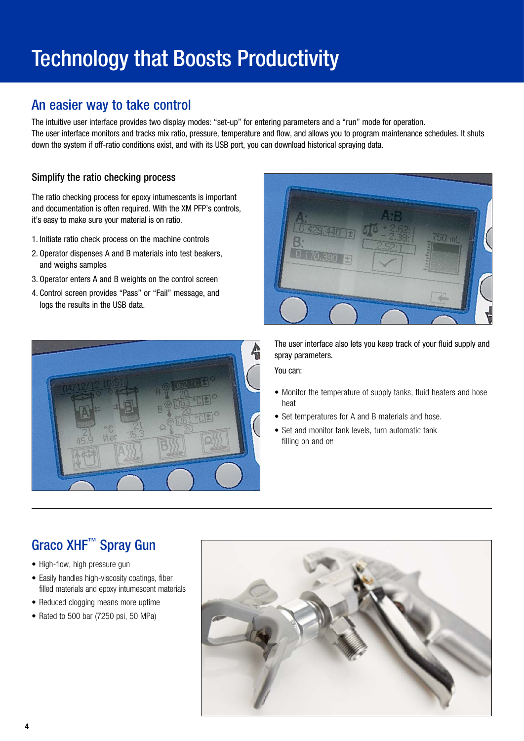# Technology that Boosts Productivity

## An easier way to take control

The intuitive user interface provides two display modes: "set-up" for entering parameters and a "run" mode for operation. The user interface monitors and tracks mix ratio, pressure, temperature and flow, and allows you to program maintenance schedules. It shuts down the system if off-ratio conditions exist, and with its USB port, you can download historical spraying data.

### Simplify the ratio checking process

The ratio checking process for epoxy intumescents is important and documentation is often required. With the XM PFP's controls, it's easy to make sure your material is on ratio.

1. Initiate ratio check process on the machine controls
2. Operator dispenses A and B materials into test beakers, and weighs samples
3. Operator enters A and B weights on the control screen
4. Control screen provides "Pass" or "Fail" message, and logs the results in the USB data.

The user interface also lets you keep track of your fluid supply and spray parameters.

You can:

- Monitor the temperature of supply tanks, fluid heaters and hose heat
- Set temperatures for A and B materials and hose.
- Set and monitor tank levels, turn automatic tank filling on and off

## Graco XHF™ Spray Gun

- High-flow, high pressure gun
- Easily handles high-viscosity coatings, fiber filled materials and epoxy intumescent materials
- Reduced clogging means more uptime
- Rated to 500 bar (7250 psi, 50 MPa)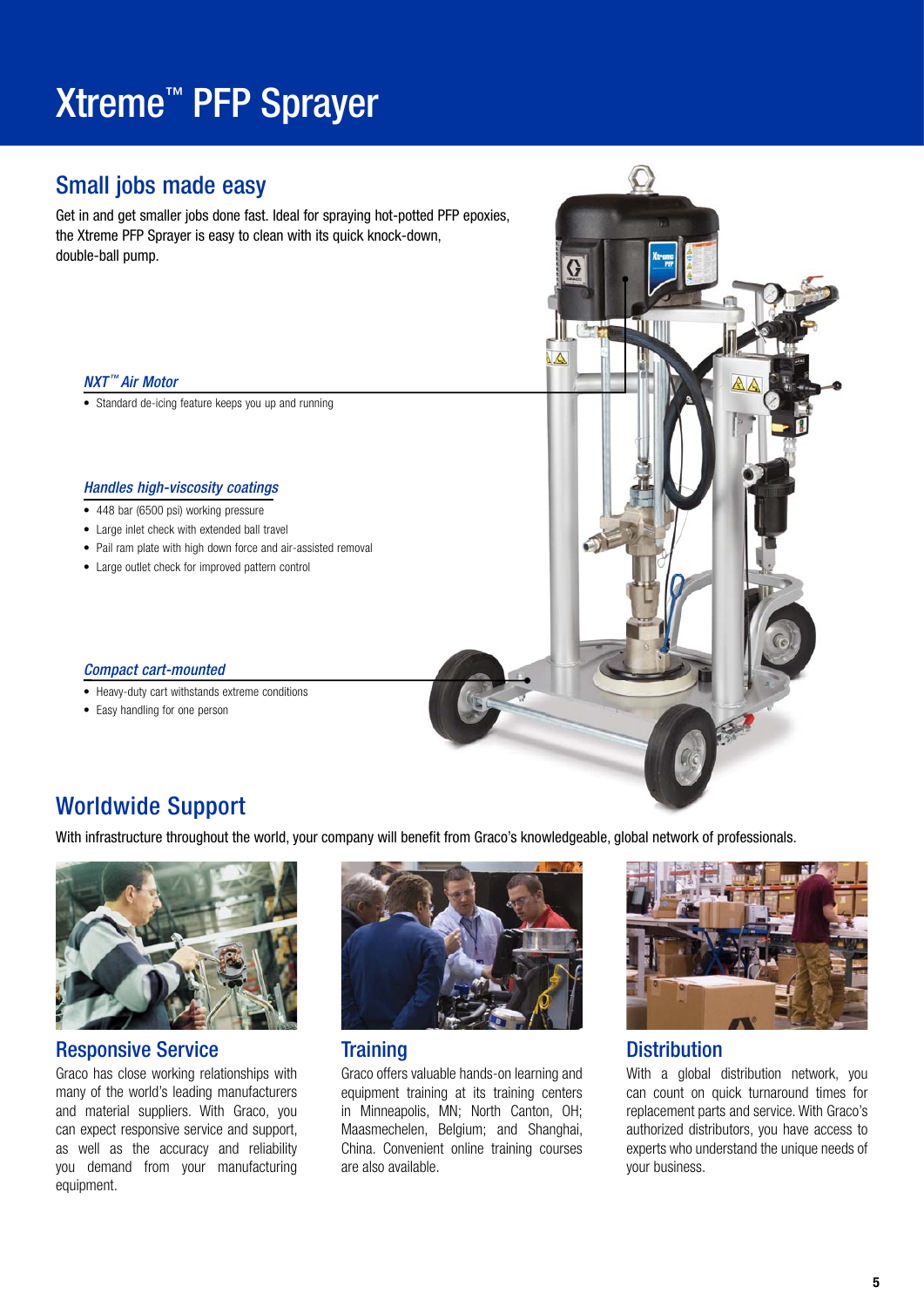# Xtreme™ PFP Sprayer

## Small jobs made easy

Get in and get smaller jobs done fast. Ideal for spraying hot-potted PFP epoxies, the Xtreme PFP Sprayer is easy to clean with its quick knock-down, double-ball pump.

### *NXT™ Air Motor*

- Standard de-icing feature keeps you up and running

### *Handles high-viscosity coatings*

- 448 bar (6500 psi) working pressure
- Large inlet check with extended ball travel
- Pail ram plate with high down force and air-assisted removal
- Large outlet check for improved pattern control

### *Compact cart-mounted*

- Heavy-duty cart withstands extreme conditions
- Easy handling for one person

## Worldwide Support

With infrastructure throughout the world, your company will benefit from Graco's knowledgeable, global network of professionals.

### Responsive Service

Graco has close working relationships with many of the world's leading manufacturers and material suppliers. With Graco, you can expect responsive service and support, as well as the accuracy and reliability you demand from your manufacturing equipment.

### Training

Graco offers valuable hands-on learning and equipment training at its training centers in Minneapolis, MN; North Canton, OH; Maasmechelen, Belgium; and Shanghai, China. Convenient online training courses are also available.

### Distribution

With a global distribution network, you can count on quick turnaround times for replacement parts and service. With Graco's authorized distributors, you have access to experts who understand the unique needs of your business.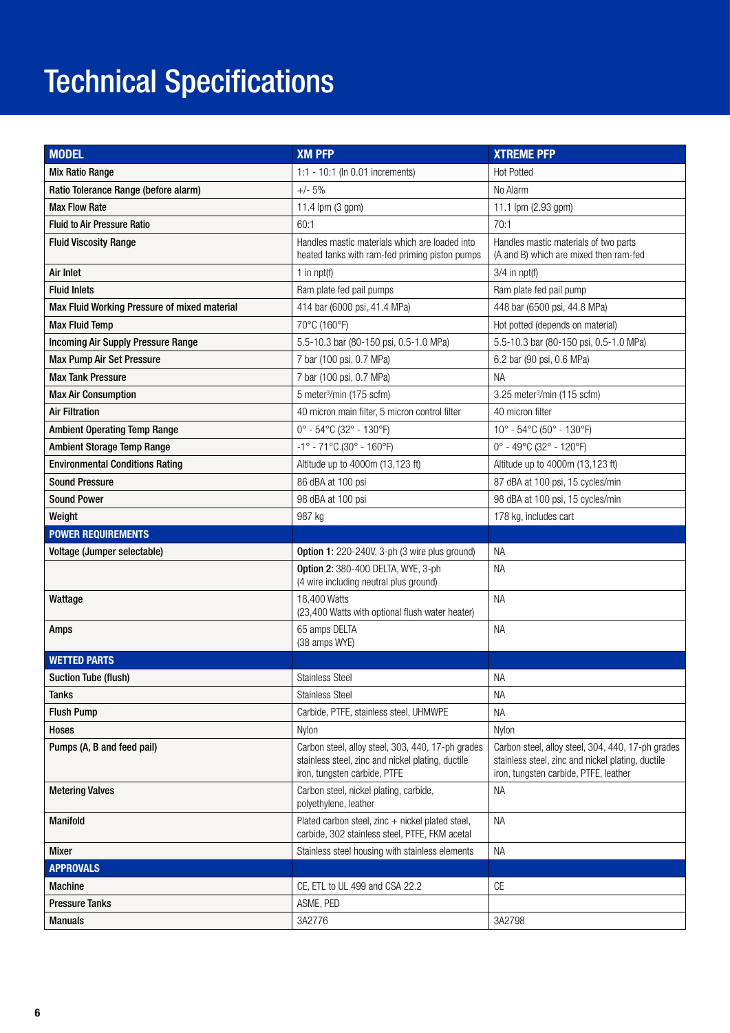# Technical Specifications

| MODEL | XM PFP | XTREME PFP |
|---|---|---|
| Mix Ratio Range | 1:1 - 10:1 (In 0.01 increments) | Hot Potted |
| Ratio Tolerance Range (before alarm) | +/- 5% | No Alarm |
| Max Flow Rate | 11.4 lpm (3 gpm) | 11.1 lpm (2.93 gpm) |
| Fluid to Air Pressure Ratio | 60:1 | 70:1 |
| Fluid Viscosity Range | Handles mastic materials which are loaded into heated tanks with ram-fed priming piston pumps | Handles mastic materials of two parts (A and B) which are mixed then ram-fed |
| Air Inlet | 1 in npt(f) | 3/4 in npt(f) |
| Fluid Inlets | Ram plate fed pail pumps | Ram plate fed pail pump |
| Max Fluid Working Pressure of mixed material | 414 bar (6000 psi, 41.4 MPa) | 448 bar (6500 psi, 44.8 MPa) |
| Max Fluid Temp | 70°C (160°F) | Hot potted (depends on material) |
| Incoming Air Supply Pressure Range | 5.5-10.3 bar (80-150 psi, 0.5-1.0 MPa) | 5.5-10.3 bar (80-150 psi, 0.5-1.0 MPa) |
| Max Pump Air Set Pressure | 7 bar (100 psi, 0.7 MPa) | 6.2 bar (90 psi, 0.6 MPa) |
| Max Tank Pressure | 7 bar (100 psi, 0.7 MPa) | NA |
| Max Air Consumption | 5 meter$^3$/min (175 scfm) | 3.25 meter$^3$/min (115 scfm) |
| Air Filtration | 40 micron main filter, 5 micron control filter | 40 micron filter |
| Ambient Operating Temp Range | 0° - 54°C (32° - 130°F) | 10° - 54°C (50° - 130°F) |
| Ambient Storage Temp Range | -1° - 71°C (30° - 160°F) | 0° - 49°C (32° - 120°F) |
| Environmental Conditions Rating | Altitude up to 4000m (13,123 ft) | Altitude up to 4000m (13,123 ft) |
| Sound Pressure | 86 dBA at 100 psi | 87 dBA at 100 psi, 15 cycles/min |
| Sound Power | 98 dBA at 100 psi | 98 dBA at 100 psi, 15 cycles/min |
| Weight | 987 kg | 178 kg, includes cart |
| **POWER REQUIREMENTS** | | |
| Voltage (Jumper selectable) | **Option 1:** 220-240V, 3-ph (3 wire plus ground) | NA |
| | **Option 2:** 380-400 DELTA, WYE, 3-ph (4 wire including neutral plus ground) | NA |
| Wattage | 18,400 Watts (23,400 Watts with optional flush water heater) | NA |
| Amps | 65 amps DELTA (38 amps WYE) | NA |
| **WETTED PARTS** | | |
| Suction Tube (flush) | Stainless Steel | NA |
| Tanks | Stainless Steel | NA |
| Flush Pump | Carbide, PTFE, stainless steel, UHMWPE | NA |
| Hoses | Nylon | Nylon |
| Pumps (A, B and feed pail) | Carbon steel, alloy steel, 303, 440, 17-ph grades stainless steel, zinc and nickel plating, ductile iron, tungsten carbide, PTFE | Carbon steel, alloy steel, 304, 440, 17-ph grades stainless steel, zinc and nickel plating, ductile iron, tungsten carbide, PTFE, leather |
| Metering Valves | Carbon steel, nickel plating, carbide, polyethylene, leather | NA |
| Manifold | Plated carbon steel, zinc + nickel plated steel, carbide, 302 stainless steel, PTFE, FKM acetal | NA |
| Mixer | Stainless steel housing with stainless elements | NA |
| **APPROVALS** | | |
| Machine | CE, ETL to UL 499 and CSA 22.2 | CE |
| Pressure Tanks | ASME, PED | |
| Manuals | 3A2776 | 3A2798 |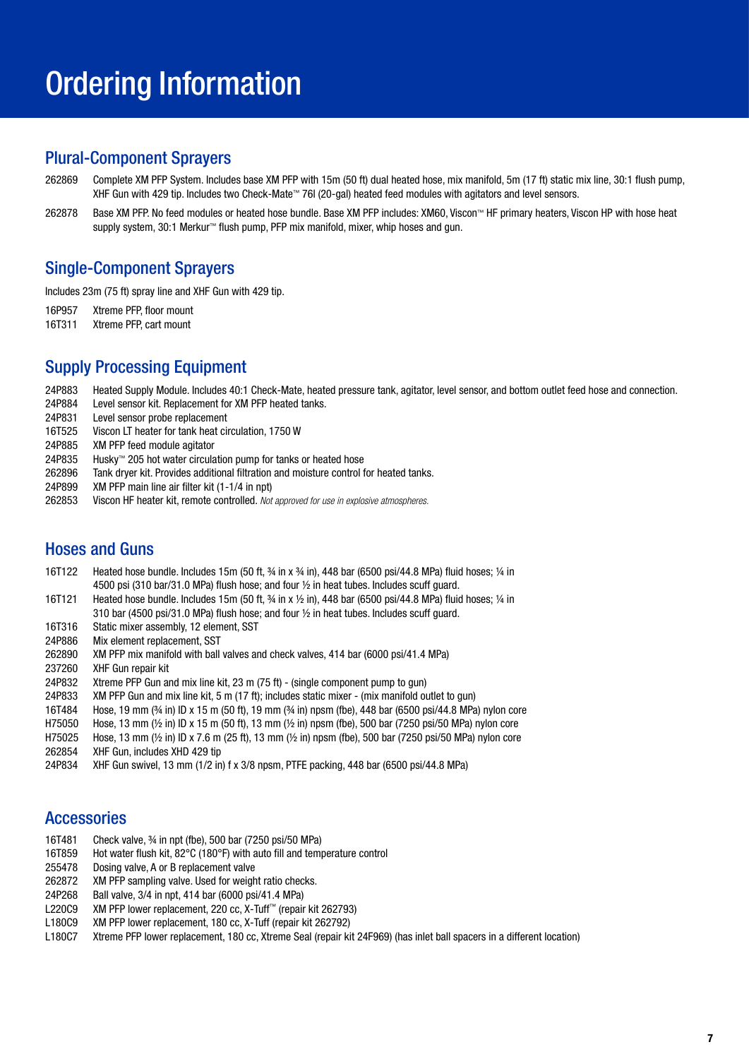# Ordering Information

## Plural-Component Sprayers

262869 Complete XM PFP System. Includes base XM PFP with 15m (50 ft) dual heated hose, mix manifold, 5m (17 ft) static mix line, 30:1 flush pump, XHF Gun with 429 tip. Includes two Check-Mate™ 76l (20-gal) heated feed modules with agitators and level sensors.

262878 Base XM PFP. No feed modules or heated hose bundle. Base XM PFP includes: XM60, Viscon™ HF primary heaters, Viscon HP with hose heat supply system, 30:1 Merkur™ flush pump, PFP mix manifold, mixer, whip hoses and gun.

## Single-Component Sprayers

Includes 23m (75 ft) spray line and XHF Gun with 429 tip.

16P957 Xtreme PFP, floor mount
16T311 Xtreme PFP, cart mount

## Supply Processing Equipment

24P883 Heated Supply Module. Includes 40:1 Check-Mate, heated pressure tank, agitator, level sensor, and bottom outlet feed hose and connection.
24P884 Level sensor kit. Replacement for XM PFP heated tanks.
24P831 Level sensor probe replacement
16T525 Viscon LT heater for tank heat circulation, 1750 W
24P885 XM PFP feed module agitator
24P835 Husky™ 205 hot water circulation pump for tanks or heated hose
262896 Tank dryer kit. Provides additional filtration and moisture control for heated tanks.
24P899 XM PFP main line air filter kit (1-1/4 in npt)
262853 Viscon HF heater kit, remote controlled. *Not approved for use in explosive atmospheres.*

## Hoses and Guns

16T122 Heated hose bundle. Includes 15m (50 ft, ¾ in x ¾ in), 448 bar (6500 psi/44.8 MPa) fluid hoses; ¼ in 4500 psi (310 bar/31.0 MPa) flush hose; and four ½ in heat tubes. Includes scuff guard.
16T121 Heated hose bundle. Includes 15m (50 ft, ¾ in x ½ in), 448 bar (6500 psi/44.8 MPa) fluid hoses; ¼ in 310 bar (4500 psi/31.0 MPa) flush hose; and four ½ in heat tubes. Includes scuff guard.
16T316 Static mixer assembly, 12 element, SST
24P886 Mix element replacement, SST
262890 XM PFP mix manifold with ball valves and check valves, 414 bar (6000 psi/41.4 MPa)
237260 XHF Gun repair kit
24P832 Xtreme PFP Gun and mix line kit, 23 m (75 ft) - (single component pump to gun)
24P833 XM PFP Gun and mix line kit, 5 m (17 ft); includes static mixer - (mix manifold outlet to gun)
16T484 Hose, 19 mm (¾ in) ID x 15 m (50 ft), 19 mm (¾ in) npsm (fbe), 448 bar (6500 psi/44.8 MPa) nylon core
H75050 Hose, 13 mm (½ in) ID x 15 m (50 ft), 13 mm (½ in) npsm (fbe), 500 bar (7250 psi/50 MPa) nylon core
H75025 Hose, 13 mm (½ in) ID x 7.6 m (25 ft), 13 mm (½ in) npsm (fbe), 500 bar (7250 psi/50 MPa) nylon core
262854 XHF Gun, includes XHD 429 tip
24P834 XHF Gun swivel, 13 mm (1/2 in) f x 3/8 npsm, PTFE packing, 448 bar (6500 psi/44.8 MPa)

## Accessories

16T481 Check valve, ¾ in npt (fbe), 500 bar (7250 psi/50 MPa)
16T859 Hot water flush kit, 82°C (180°F) with auto fill and temperature control
255478 Dosing valve, A or B replacement valve
262872 XM PFP sampling valve. Used for weight ratio checks.
24P268 Ball valve, 3/4 in npt, 414 bar (6000 psi/41.4 MPa)
L220C9 XM PFP lower replacement, 220 cc, X-Tuff™ (repair kit 262793)
L180C9 XM PFP lower replacement, 180 cc, X-Tuff (repair kit 262792)
L180C7 Xtreme PFP lower replacement, 180 cc, Xtreme Seal (repair kit 24F969) (has inlet ball spacers in a different location)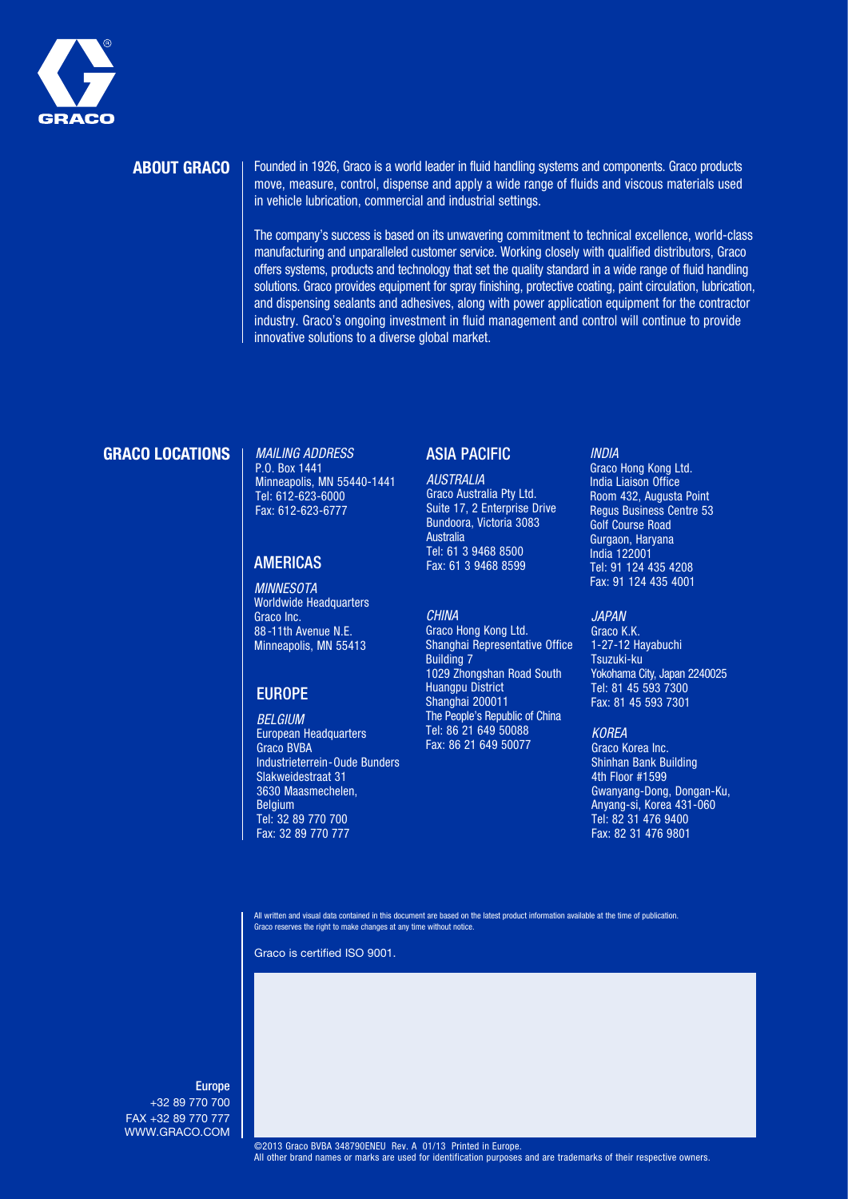## ABOUT GRACO

Founded in 1926, Graco is a world leader in fluid handling systems and components. Graco products move, measure, control, dispense and apply a wide range of fluids and viscous materials used in vehicle lubrication, commercial and industrial settings.

The company's success is based on its unwavering commitment to technical excellence, world-class manufacturing and unparalleled customer service. Working closely with qualified distributors, Graco offers systems, products and technology that set the quality standard in a wide range of fluid handling solutions. Graco provides equipment for spray finishing, protective coating, paint circulation, lubrication, and dispensing sealants and adhesives, along with power application equipment for the contractor industry. Graco's ongoing investment in fluid management and control will continue to provide innovative solutions to a diverse global market.

## GRACO LOCATIONS

*MAILING ADDRESS*
P.O. Box 1441
Minneapolis, MN 55440-1441
Tel: 612-623-6000
Fax: 612-623-6777

### AMERICAS

*MINNESOTA*
Worldwide Headquarters
Graco Inc.
88-11th Avenue N.E.
Minneapolis, MN 55413

### EUROPE

*BELGIUM*
European Headquarters
Graco BVBA
Industrieterrein-Oude Bunders
Slakweidestraat 31
3630 Maasmechelen,
Belgium
Tel: 32 89 770 700
Fax: 32 89 770 777

### ASIA PACIFIC

*AUSTRALIA*
Graco Australia Pty Ltd.
Suite 17, 2 Enterprise Drive
Bundoora, Victoria 3083
Australia
Tel: 61 3 9468 8500
Fax: 61 3 9468 8599

*CHINA*
Graco Hong Kong Ltd.
Shanghai Representative Office
Building 7
1029 Zhongshan Road South
Huangpu District
Shanghai 200011
The People's Republic of China
Tel: 86 21 649 50088
Fax: 86 21 649 50077

*INDIA*
Graco Hong Kong Ltd.
India Liaison Office
Room 432, Augusta Point
Regus Business Centre 53
Golf Course Road
Gurgaon, Haryana
India 122001
Tel: 91 124 435 4208
Fax: 91 124 435 4001

*JAPAN*
Graco K.K.
1-27-12 Hayabuchi
Tsuzuki-ku
Yokohama City, Japan 2240025
Tel: 81 45 593 7300
Fax: 81 45 593 7301

*KOREA*
Graco Korea Inc.
Shinhan Bank Building
4th Floor #1599
Gwanyang-Dong, Dongan-Ku,
Anyang-si, Korea 431-060
Tel: 82 31 476 9400
Fax: 82 31 476 9801

All written and visual data contained in this document are based on the latest product information available at the time of publication. Graco reserves the right to make changes at any time without notice.

Graco is certified ISO 9001.

**Europe**
+32 89 770 700
FAX +32 89 770 777
WWW.GRACO.COM

©2013 Graco BVBA 348790ENEU Rev. A 01/13 Printed in Europe.
All other brand names or marks are used for identification purposes and are trademarks of their respective owners.